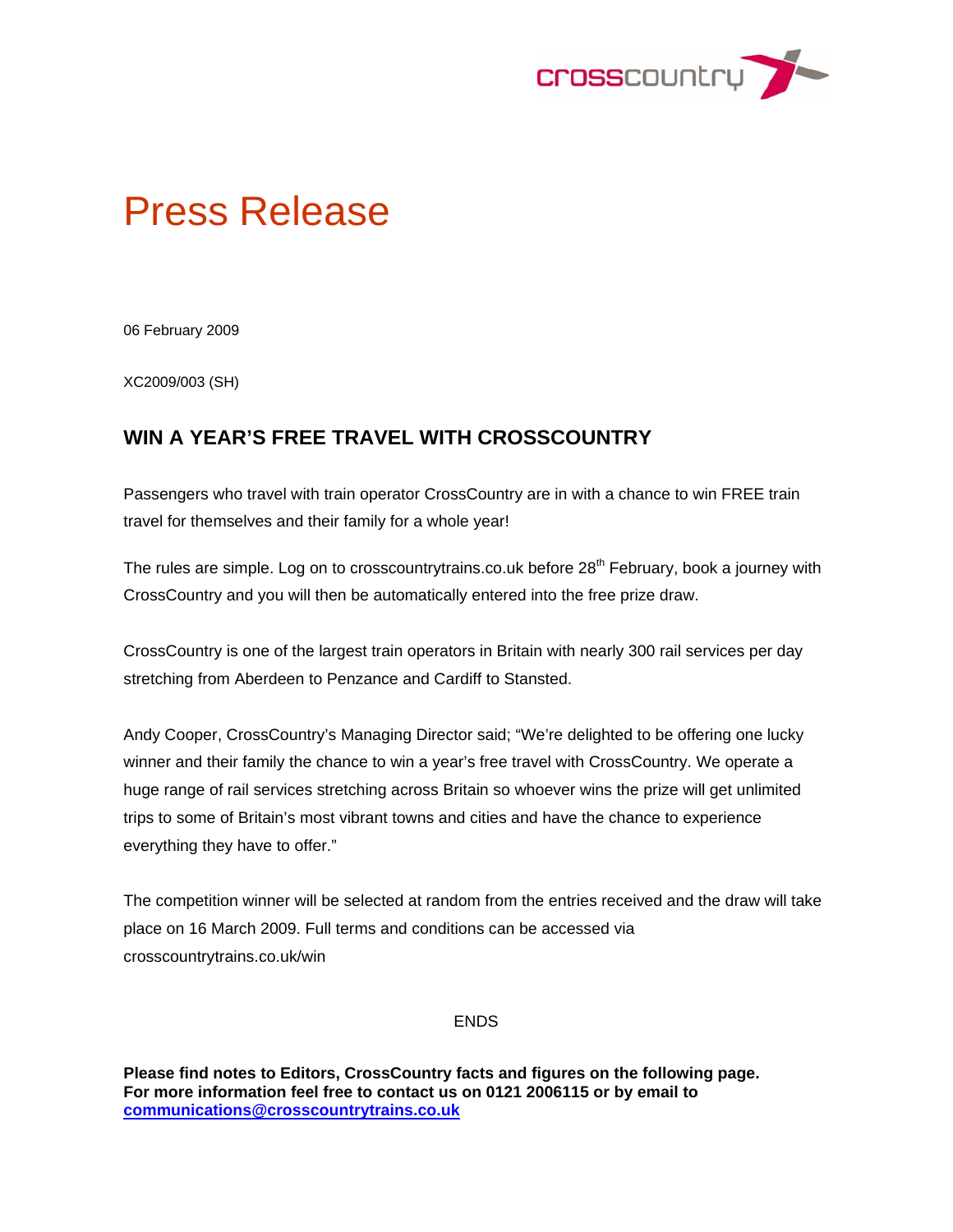crosscountry

# Press Release

06 February 2009

XC2009/003 (SH)

## WIN A YEAR'S FREE TRAVEL WITH CROSSCOUNTRY

Passengers who travel with train operator CrossCountry are in with a chance to win FREE train travel for themselves and their family for a whole year!

The rules are simple. Log on to crosscountrytrains.co.uk before 28th February, book a journey with CrossCountry and you will then be automatically entered into the free prize draw.

CrossCountry is one of the largest train operators in Britain with nearly 300 rail services per day stretching from Aberdeen to Penzance and Cardiff to Stansted.

Andy Cooper, CrossCountry's Managing Director said; "We're delighted to be offering one lucky winner and their family the chance to win a year's free travel with CrossCountry. We operate a huge range of rail services stretching across Britain so whoever wins the prize will get unlimited trips to some of Britain's most vibrant towns and cities and have the chance to experience everything they have to offer."

The competition winner will be selected at random from the entries received and the draw will take place on 16 March 2009. Full terms and conditions can be accessed via crosscountrytrains.co.uk/win

ENDS

**Please find notes to Editors, CrossCountry facts and figures on the following page.**
**For more information feel free to contact us on 0121 2006115 or by email to communications@crosscountrytrains.co.uk**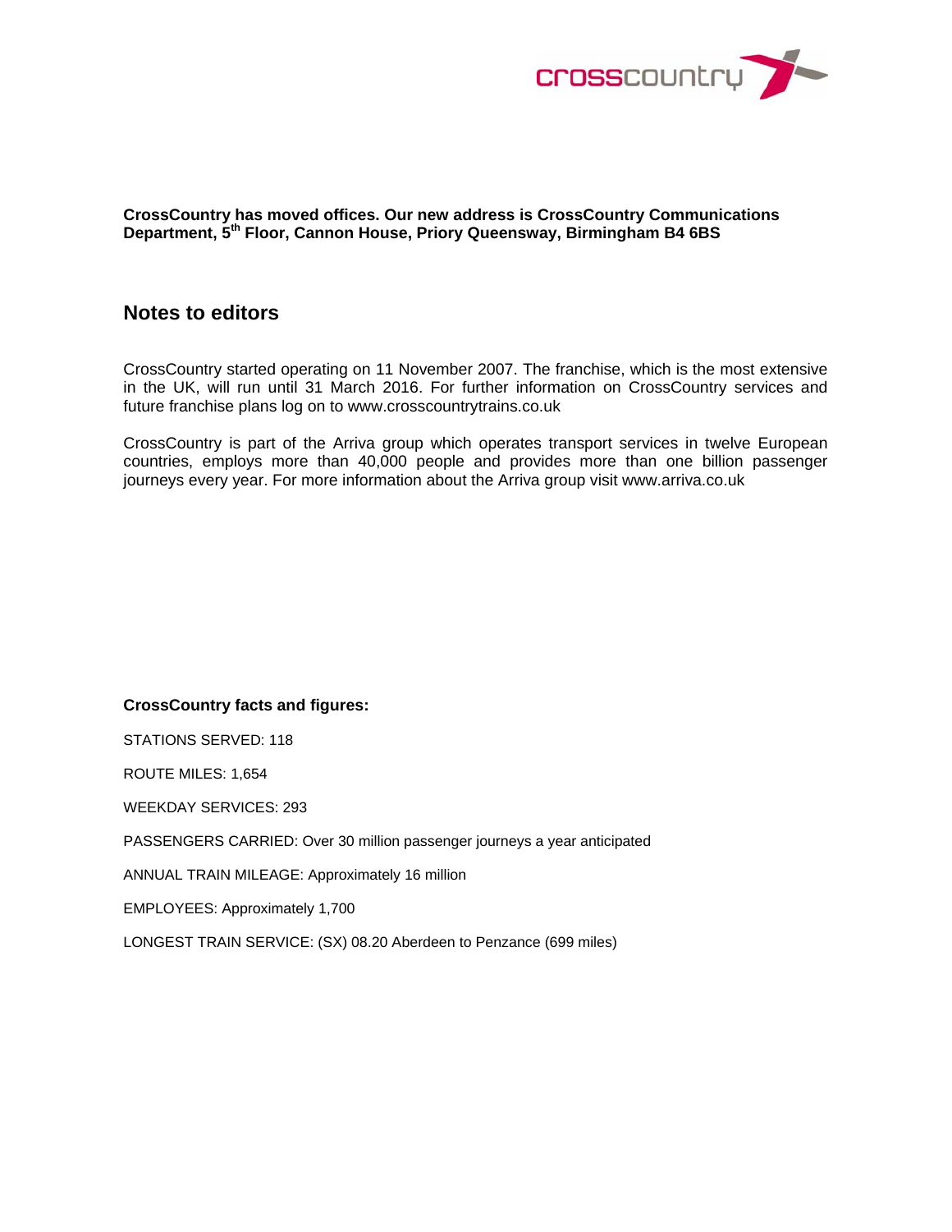**CrossCountry has moved offices. Our new address is CrossCountry Communications Department, 5th Floor, Cannon House, Priory Queensway, Birmingham B4 6BS**

## Notes to editors

CrossCountry started operating on 11 November 2007. The franchise, which is the most extensive in the UK, will run until 31 March 2016. For further information on CrossCountry services and future franchise plans log on to www.crosscountrytrains.co.uk

CrossCountry is part of the Arriva group which operates transport services in twelve European countries, employs more than 40,000 people and provides more than one billion passenger journeys every year. For more information about the Arriva group visit www.arriva.co.uk

**CrossCountry facts and figures:**

STATIONS SERVED: 118

ROUTE MILES: 1,654

WEEKDAY SERVICES: 293

PASSENGERS CARRIED: Over 30 million passenger journeys a year anticipated

ANNUAL TRAIN MILEAGE: Approximately 16 million

EMPLOYEES: Approximately 1,700

LONGEST TRAIN SERVICE: (SX) 08.20 Aberdeen to Penzance (699 miles)